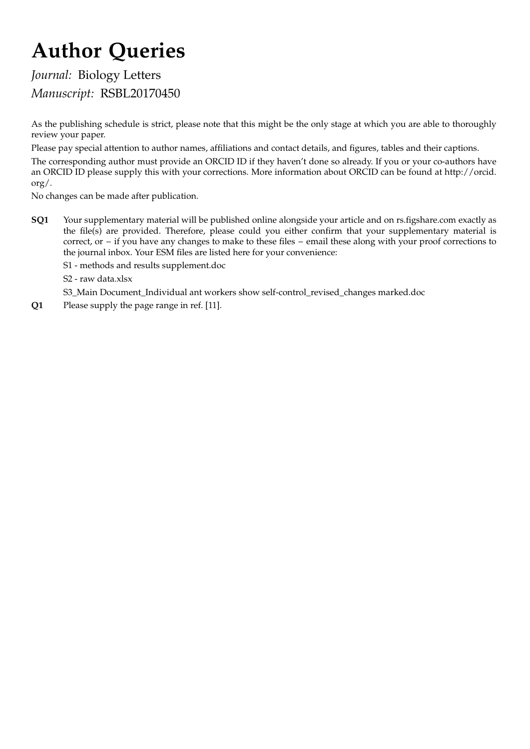# Author Queries

*Journal:* Biology Letters
*Manuscript:* RSBL20170450

As the publishing schedule is strict, please note that this might be the only stage at which you are able to thoroughly review your paper.

Please pay special attention to author names, affiliations and contact details, and figures, tables and their captions.

The corresponding author must provide an ORCID ID if they haven't done so already. If you or your co-authors have an ORCID ID please supply this with your corrections. More information about ORCID can be found at http://orcid.org/.

No changes can be made after publication.

**SQ1** Your supplementary material will be published online alongside your article and on rs.figshare.com exactly as the file(s) are provided. Therefore, please could you either confirm that your supplementary material is correct, or − if you have any changes to make to these files − email these along with your proof corrections to the journal inbox. Your ESM files are listed here for your convenience:

S1 - methods and results supplement.doc

S2 - raw data.xlsx

S3_Main Document_Individual ant workers show self-control_revised_changes marked.doc

**Q1** Please supply the page range in ref. [11].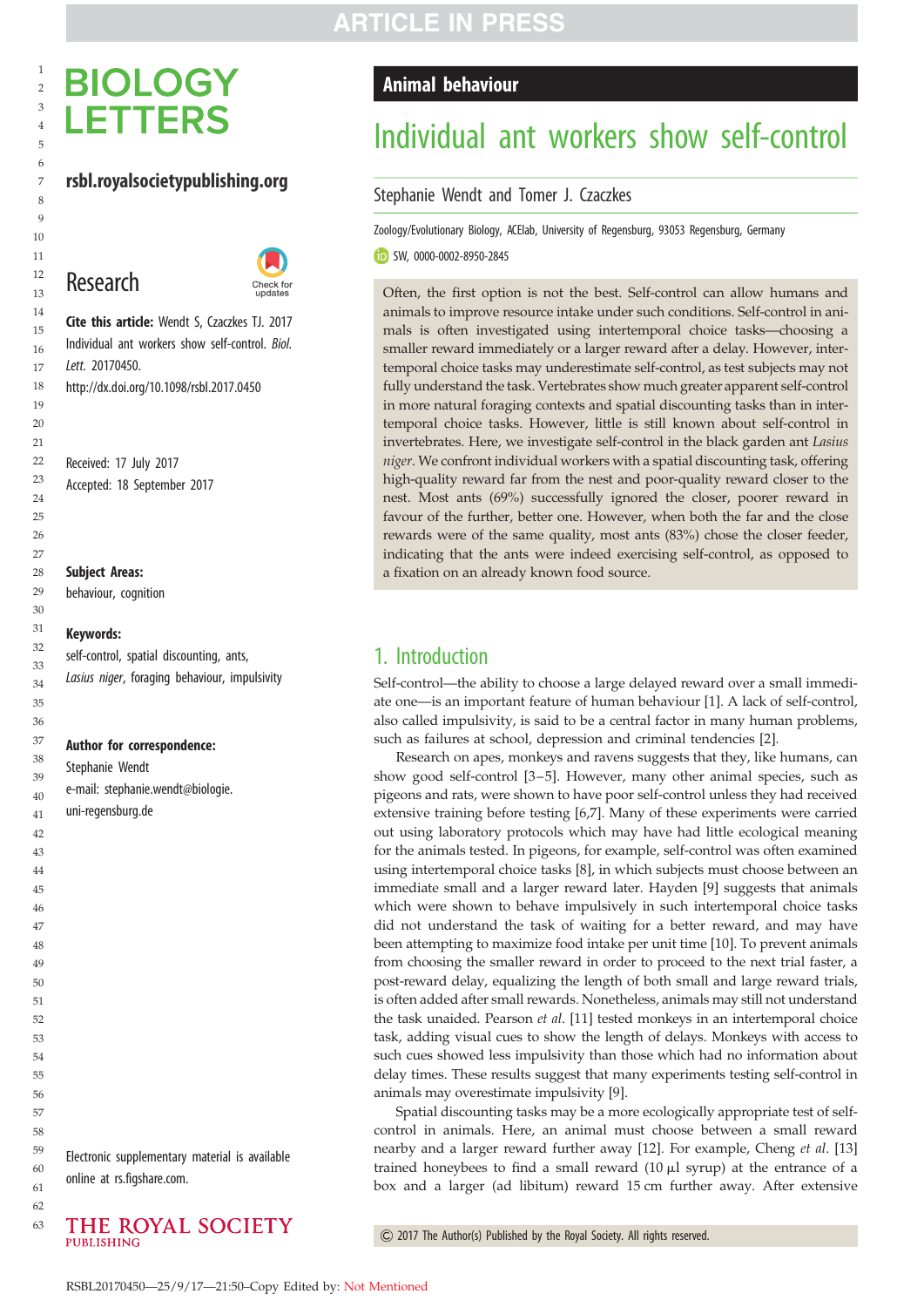**Animal behaviour**

# Individual ant workers show self-control

Stephanie Wendt and Tomer J. Czaczkes

Zoology/Evolutionary Biology, ACElab, University of Regensburg, 93053 Regensburg, Germany

SW, 0000-0002-8950-2845

Research

**Cite this article:** Wendt S, Czaczkes TJ. 2017 Individual ant workers show self-control. *Biol. Lett.* 20170450. http://dx.doi.org/10.1098/rsbl.2017.0450

Received: 17 July 2017
Accepted: 18 September 2017

**Subject Areas:**
behaviour, cognition

**Keywords:**
self-control, spatial discounting, ants, *Lasius niger*, foraging behaviour, impulsivity

**Author for correspondence:**
Stephanie Wendt
e-mail: stephanie.wendt@biologie.uni-regensburg.de

Electronic supplementary material is available online at rs.figshare.com.

Often, the first option is not the best. Self-control can allow humans and animals to improve resource intake under such conditions. Self-control in animals is often investigated using intertemporal choice tasks—choosing a smaller reward immediately or a larger reward after a delay. However, intertemporal choice tasks may underestimate self-control, as test subjects may not fully understand the task. Vertebrates show much greater apparent self-control in more natural foraging contexts and spatial discounting tasks than in intertemporal choice tasks. However, little is still known about self-control in invertebrates. Here, we investigate self-control in the black garden ant *Lasius niger*. We confront individual workers with a spatial discounting task, offering high-quality reward far from the nest and poor-quality reward closer to the nest. Most ants (69%) successfully ignored the closer, poorer reward in favour of the further, better one. However, when both the far and the close rewards were of the same quality, most ants (83%) chose the closer feeder, indicating that the ants were indeed exercising self-control, as opposed to a fixation on an already known food source.

## 1. Introduction

Self-control—the ability to choose a large delayed reward over a small immediate one—is an important feature of human behaviour [1]. A lack of self-control, also called impulsivity, is said to be a central factor in many human problems, such as failures at school, depression and criminal tendencies [2].

Research on apes, monkeys and ravens suggests that they, like humans, can show good self-control [3–5]. However, many other animal species, such as pigeons and rats, were shown to have poor self-control unless they had received extensive training before testing [6,7]. Many of these experiments were carried out using laboratory protocols which may have had little ecological meaning for the animals tested. In pigeons, for example, self-control was often examined using intertemporal choice tasks [8], in which subjects must choose between an immediate small and a larger reward later. Hayden [9] suggests that animals which were shown to behave impulsively in such intertemporal choice tasks did not understand the task of waiting for a better reward, and may have been attempting to maximize food intake per unit time [10]. To prevent animals from choosing the smaller reward in order to proceed to the next trial faster, a post-reward delay, equalizing the length of both small and large reward trials, is often added after small rewards. Nonetheless, animals may still not understand the task unaided. Pearson *et al.* [11] tested monkeys in an intertemporal choice task, adding visual cues to show the length of delays. Monkeys with access to such cues showed less impulsivity than those which had no information about delay times. These results suggest that many experiments testing self-control in animals may overestimate impulsivity [9].

Spatial discounting tasks may be a more ecologically appropriate test of self-control in animals. Here, an animal must choose between a small reward nearby and a larger reward further away [12]. For example, Cheng *et al.* [13] trained honeybees to find a small reward (10 μl syrup) at the entrance of a box and a larger (ad libitum) reward 15 cm further away. After extensive

© 2017 The Author(s) Published by the Royal Society. All rights reserved.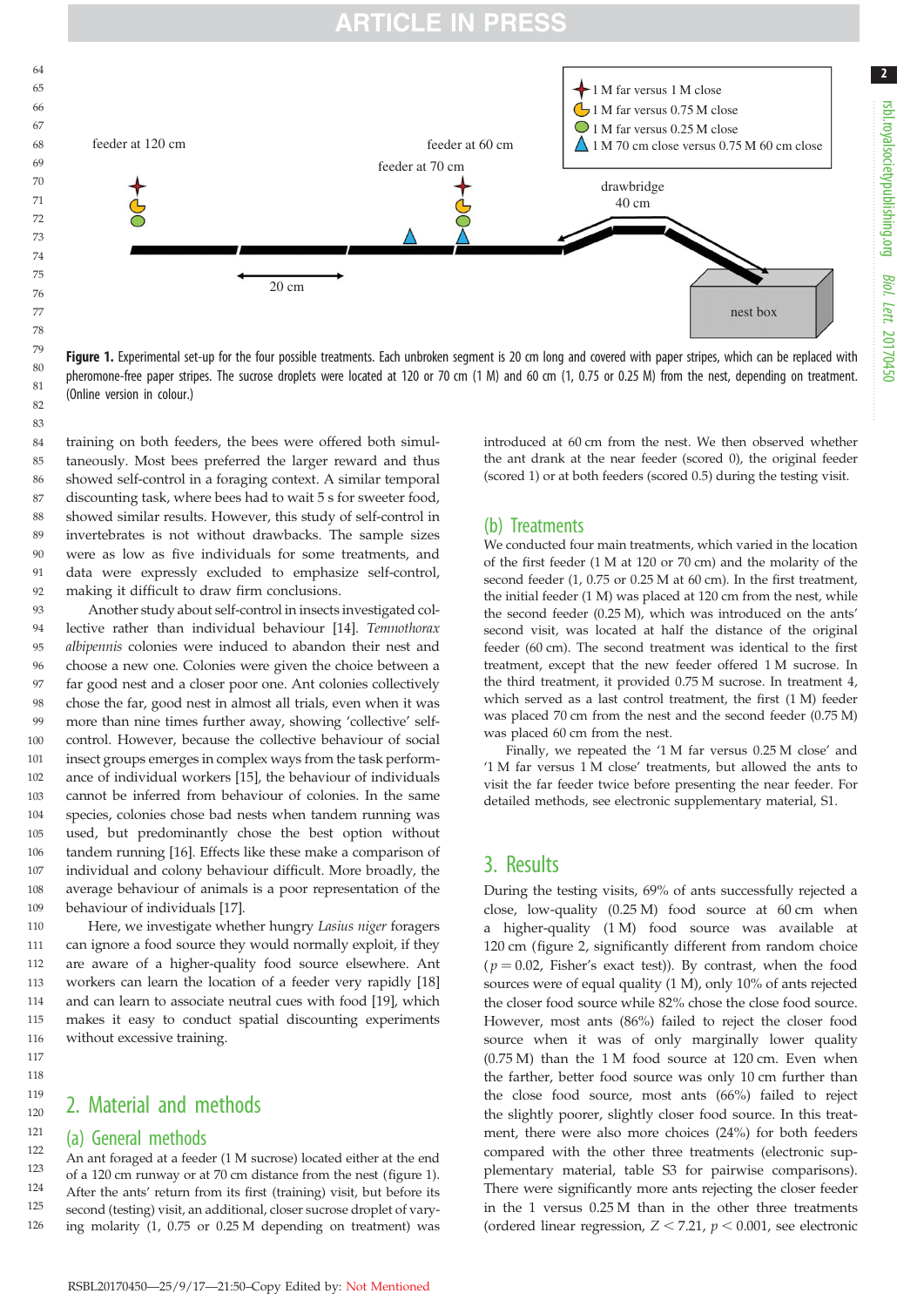**Figure 1.** Experimental set-up for the four possible treatments. Each unbroken segment is 20 cm long and covered with paper stripes, which can be replaced with pheromone-free paper stripes. The sucrose droplets were located at 120 or 70 cm (1 M) and 60 cm (1, 0.75 or 0.25 M) from the nest, depending on treatment. (Online version in colour.)

training on both feeders, the bees were offered both simultaneously. Most bees preferred the larger reward and thus showed self-control in a foraging context. A similar temporal discounting task, where bees had to wait 5 s for sweeter food, showed similar results. However, this study of self-control in invertebrates is not without drawbacks. The sample sizes were as low as five individuals for some treatments, and data were expressly excluded to emphasize self-control, making it difficult to draw firm conclusions.

Another study about self-control in insects investigated collective rather than individual behaviour [14]. *Temnothorax albipennis* colonies were induced to abandon their nest and choose a new one. Colonies were given the choice between a far good nest and a closer poor one. Ant colonies collectively chose the far, good nest in almost all trials, even when it was more than nine times further away, showing 'collective' self-control. However, because the collective behaviour of social insect groups emerges in complex ways from the task performance of individual workers [15], the behaviour of individuals cannot be inferred from behaviour of colonies. In the same species, colonies chose bad nests when tandem running was used, but predominantly chose the best option without tandem running [16]. Effects like these make a comparison of individual and colony behaviour difficult. More broadly, the average behaviour of animals is a poor representation of the behaviour of individuals [17].

Here, we investigate whether hungry *Lasius niger* foragers can ignore a food source they would normally exploit, if they are aware of a higher-quality food source elsewhere. Ant workers can learn the location of a feeder very rapidly [18] and can learn to associate neutral cues with food [19], which makes it easy to conduct spatial discounting experiments without excessive training.

## 2. Material and methods

### (a) General methods

An ant foraged at a feeder (1 M sucrose) located either at the end of a 120 cm runway or at 70 cm distance from the nest (figure 1). After the ants' return from its first (training) visit, but before its second (testing) visit, an additional, closer sucrose droplet of varying molarity (1, 0.75 or 0.25 M depending on treatment) was introduced at 60 cm from the nest. We then observed whether the ant drank at the near feeder (scored 0), the original feeder (scored 1) or at both feeders (scored 0.5) during the testing visit.

### (b) Treatments

We conducted four main treatments, which varied in the location of the first feeder (1 M at 120 or 70 cm) and the molarity of the second feeder (1, 0.75 or 0.25 M at 60 cm). In the first treatment, the initial feeder (1 M) was placed at 120 cm from the nest, while the second feeder (0.25 M), which was introduced on the ants' second visit, was located at half the distance of the original feeder (60 cm). The second treatment was identical to the first treatment, except that the new feeder offered 1 M sucrose. In the third treatment, it provided 0.75 M sucrose. In treatment 4, which served as a last control treatment, the first (1 M) feeder was placed 70 cm from the nest and the second feeder (0.75 M) was placed 60 cm from the nest.

Finally, we repeated the '1 M far versus 0.25 M close' and '1 M far versus 1 M close' treatments, but allowed the ants to visit the far feeder twice before presenting the near feeder. For detailed methods, see electronic supplementary material, S1.

## 3. Results

During the testing visits, 69% of ants successfully rejected a close, low-quality (0.25 M) food source at 60 cm when a higher-quality (1 M) food source was available at 120 cm (figure 2, significantly different from random choice ($p = 0.02$, Fisher's exact test)). By contrast, when the food sources were of equal quality (1 M), only 10% of ants rejected the closer food source while 82% chose the close food source. However, most ants (86%) failed to reject the closer food source when it was of only marginally lower quality (0.75 M) than the 1 M food source at 120 cm. Even when the farther, better food source was only 10 cm further than the close food source, most ants (66%) failed to reject the slightly poorer, slightly closer food source. In this treatment, there were also more choices (24%) for both feeders compared with the other three treatments (electronic supplementary material, table S3 for pairwise comparisons). There were significantly more ants rejecting the closer feeder in the 1 versus 0.25 M than in the other three treatments (ordered linear regression, $Z < 7.21$, $p < 0.001$, see electronic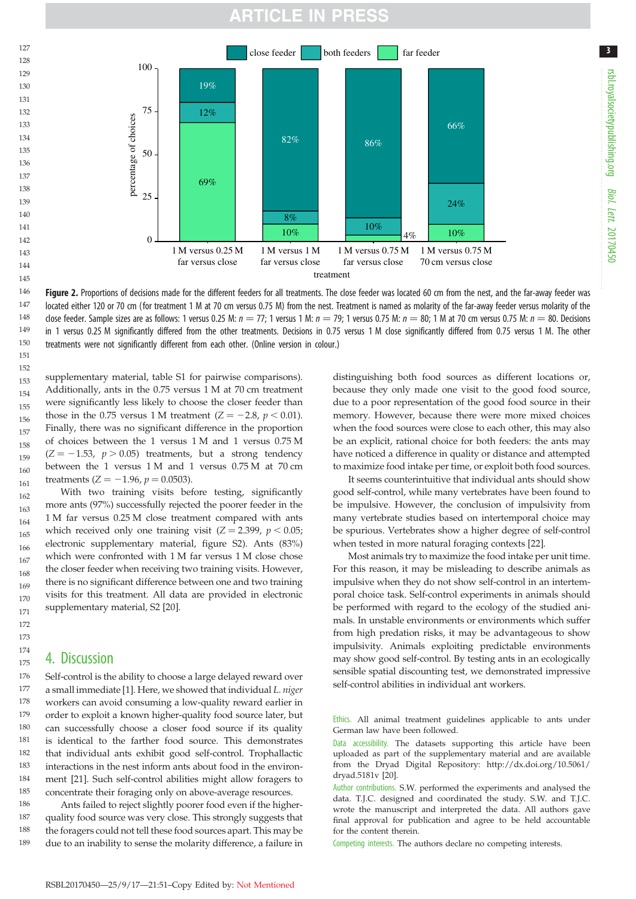**Figure 2.** Proportions of decisions made for the different feeders for all treatments. The close feeder was located 60 cm from the nest, and the far-away feeder was located either 120 or 70 cm (for treatment 1 M at 70 cm versus 0.75 M) from the nest. Treatment is named as molarity of the far-away feeder versus molarity of the close feeder. Sample sizes are as follows: 1 versus 0.25 M: $n = 77$; 1 versus 1 M: $n = 79$; 1 versus 0.75 M: $n = 80$; 1 M at 70 cm versus 0.75 M: $n = 80$. Decisions in 1 versus 0.25 M significantly differed from the other treatments. Decisions in 0.75 versus 1 M close significantly differed from 0.75 versus 1 M. The other treatments were not significantly different from each other. (Online version in colour.)

supplementary material, table S1 for pairwise comparisons). Additionally, ants in the 0.75 versus 1 M at 70 cm treatment were significantly less likely to choose the closer feeder than those in the 0.75 versus 1 M treatment ($Z = -2.8$, $p < 0.01$). Finally, there was no significant difference in the proportion of choices between the 1 versus 1 M and 1 versus 0.75 M ($Z = -1.53$, $p > 0.05$) treatments, but a strong tendency between the 1 versus 1 M and 1 versus 0.75 M at 70 cm treatments ($Z = -1.96$, $p = 0.0503$).

With two training visits before testing, significantly more ants (97%) successfully rejected the poorer feeder in the 1 M far versus 0.25 M close treatment compared with ants which received only one training visit ($Z = 2.399$, $p < 0.05$; electronic supplementary material, figure S2). Ants (83%) which were confronted with 1 M far versus 1 M close chose the closer feeder when receiving two training visits. However, there is no significant difference between one and two training visits for this treatment. All data are provided in electronic supplementary material, S2 [20].

## 4. Discussion

Self-control is the ability to choose a large delayed reward over a small immediate [1]. Here, we showed that individual *L. niger* workers can avoid consuming a low-quality reward earlier in order to exploit a known higher-quality food source later, but can successfully choose a closer food source if its quality is identical to the farther food source. This demonstrates that individual ants exhibit good self-control. Trophallactic interactions in the nest inform ants about food in the environment [21]. Such self-control abilities might allow foragers to concentrate their foraging only on above-average resources.

Ants failed to reject slightly poorer food even if the higher-quality food source was very close. This strongly suggests that the foragers could not tell these food sources apart. This may be due to an inability to sense the molarity difference, a failure in distinguishing both food sources as different locations or, because they only made one visit to the good food source, due to a poor representation of the good food source in their memory. However, because there were more mixed choices when the food sources were close to each other, this may also be an explicit, rational choice for both feeders: the ants may have noticed a difference in quality or distance and attempted to maximize food intake per time, or exploit both food sources.

It seems counterintuitive that individual ants should show good self-control, while many vertebrates have been found to be impulsive. However, the conclusion of impulsivity from many vertebrate studies based on intertemporal choice may be spurious. Vertebrates show a higher degree of self-control when tested in more natural foraging contexts [22].

Most animals try to maximize the food intake per unit time. For this reason, it may be misleading to describe animals as impulsive when they do not show self-control in an intertemporal choice task. Self-control experiments in animals should be performed with regard to the ecology of the studied animals. In unstable environments or environments which suffer from high predation risks, it may be advantageous to show impulsivity. Animals exploiting predictable environments may show good self-control. By testing ants in an ecologically sensible spatial discounting test, we demonstrated impressive self-control abilities in individual ant workers.

Ethics. All animal treatment guidelines applicable to ants under German law have been followed.

Data accessibility. The datasets supporting this article have been uploaded as part of the supplementary material and are available from the Dryad Digital Repository: http://dx.doi.org/10.5061/dryad.5181v [20].

Author contributions. S.W. performed the experiments and analysed the data. T.J.C. designed and coordinated the study. S.W. and T.J.C. wrote the manuscript and interpreted the data. All authors gave final approval for publication and agree to be held accountable for the content therein.

Competing interests. The authors declare no competing interests.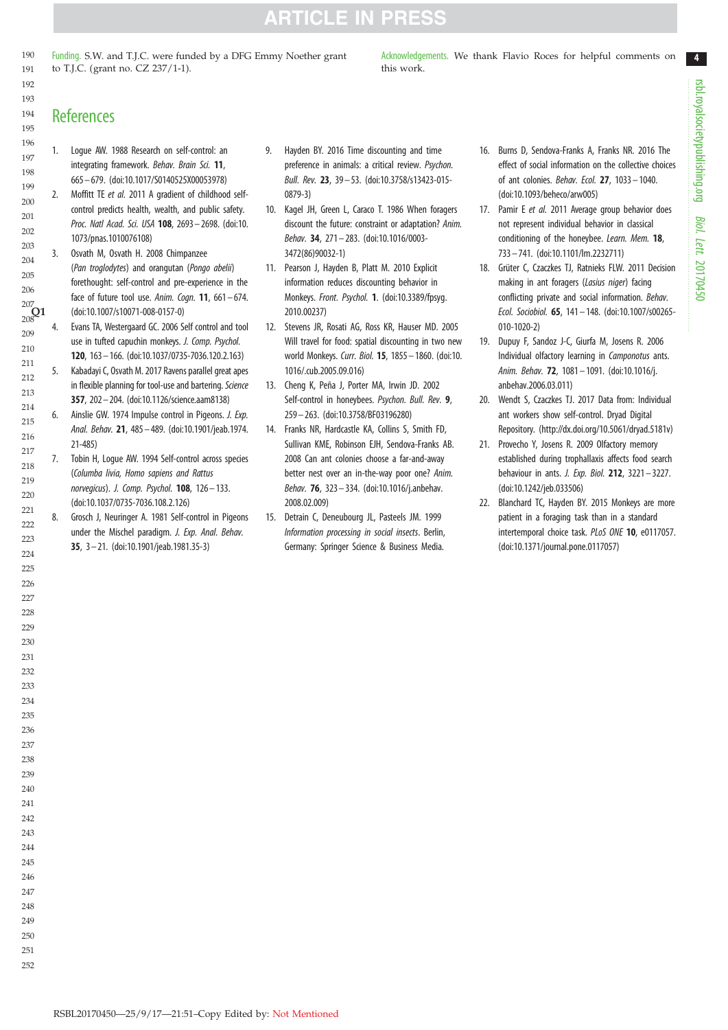Funding. S.W. and T.J.C. were funded by a DFG Emmy Noether grant to T.J.C. (grant no. CZ 237/1-1).

Acknowledgements. We thank Flavio Roces for helpful comments on this work.

# References

1. Logue AW. 1988 Research on self-control: an integrating framework. *Behav. Brain Sci.* **11**, 665–679. (doi:10.1017/S0140525X00053978)
2. Moffitt TE *et al.* 2011 A gradient of childhood self-control predicts health, wealth, and public safety. *Proc. Natl Acad. Sci. USA* **108**, 2693–2698. (doi:10.1073/pnas.1010076108)
3. Osvath M, Osvath H. 2008 Chimpanzee (*Pan troglodytes*) and orangutan (*Pongo abelii*) forethought: self-control and pre-experience in the face of future tool use. *Anim. Cogn.* **11**, 661–674. (doi:10.1007/s10071-008-0157-0)
4. Evans TA, Westergaard GC. 2006 Self control and tool use in tufted capuchin monkeys. *J. Comp. Psychol.* **120**, 163–166. (doi:10.1037/0735-7036.120.2.163)
5. Kabadayi C, Osvath M. 2017 Ravens parallel great apes in flexible planning for tool-use and bartering. *Science* **357**, 202–204. (doi:10.1126/science.aam8138)
6. Ainslie GW. 1974 Impulse control in Pigeons. *J. Exp. Anal. Behav.* **21**, 485–489. (doi:10.1901/jeab.1974.21-485)
7. Tobin H, Logue AW. 1994 Self-control across species (*Columba livia, Homo sapiens and Rattus norvegicus*). *J. Comp. Psychol.* **108**, 126–133. (doi:10.1037/0735-7036.108.2.126)
8. Grosch J, Neuringer A. 1981 Self-control in Pigeons under the Mischel paradigm. *J. Exp. Anal. Behav.* **35**, 3–21. (doi:10.1901/jeab.1981.35-3)
9. Hayden BY. 2016 Time discounting and time preference in animals: a critical review. *Psychon. Bull. Rev.* **23**, 39–53. (doi:10.3758/s13423-015-0879-3)
10. Kagel JH, Green L, Caraco T. 1986 When foragers discount the future: constraint or adaptation? *Anim. Behav.* **34**, 271–283. (doi:10.1016/0003-3472(86)90032-1)
11. Pearson J, Hayden B, Platt M. 2010 Explicit information reduces discounting behavior in Monkeys. *Front. Psychol.* **1**. (doi:10.3389/fpsyg.2010.00237)
12. Stevens JR, Rosati AG, Ross KR, Hauser MD. 2005 Will travel for food: spatial discounting in two new world Monkeys. *Curr. Biol.* **15**, 1855–1860. (doi:10.1016/.cub.2005.09.016)
13. Cheng K, Peña J, Porter MA, Irwin JD. 2002 Self-control in honeybees. *Psychon. Bull. Rev.* **9**, 259–263. (doi:10.3758/BF03196280)
14. Franks NR, Hardcastle KA, Collins S, Smith FD, Sullivan KME, Robinson EJH, Sendova-Franks AB. 2008 Can ant colonies choose a far-and-away better nest over an in-the-way poor one? *Anim. Behav.* **76**, 323–334. (doi:10.1016/j.anbehav.2008.02.009)
15. Detrain C, Deneubourg JL, Pasteels JM. 1999 *Information processing in social insects*. Berlin, Germany: Springer Science & Business Media.
16. Burns D, Sendova-Franks A, Franks NR. 2016 The effect of social information on the collective choices of ant colonies. *Behav. Ecol.* **27**, 1033–1040. (doi:10.1093/beheco/arw005)
17. Pamir E *et al.* 2011 Average group behavior does not represent individual behavior in classical conditioning of the honeybee. *Learn. Mem.* **18**, 733–741. (doi:10.1101/lm.2232711)
18. Grüter C, Czaczkes TJ, Ratnieks FLW. 2011 Decision making in ant foragers (*Lasius niger*) facing conflicting private and social information. *Behav. Ecol. Sociobiol.* **65**, 141–148. (doi:10.1007/s00265-010-1020-2)
19. Dupuy F, Sandoz J-C, Giurfa M, Josens R. 2006 Individual olfactory learning in *Camponotus* ants. *Anim. Behav.* **72**, 1081–1091. (doi:10.1016/j.anbehav.2006.03.011)
20. Wendt S, Czaczkes TJ. 2017 Data from: Individual ant workers show self-control. Dryad Digital Repository. (http://dx.doi.org/10.5061/dryad.5181v)
21. Provecho Y, Josens R. 2009 Olfactory memory established during trophallaxis affects food search behaviour in ants. *J. Exp. Biol.* **212**, 3221–3227. (doi:10.1242/jeb.033506)
22. Blanchard TC, Hayden BY. 2015 Monkeys are more patient in a foraging task than in a standard intertemporal choice task. *PLoS ONE* **10**, e0117057. (doi:10.1371/journal.pone.0117057)